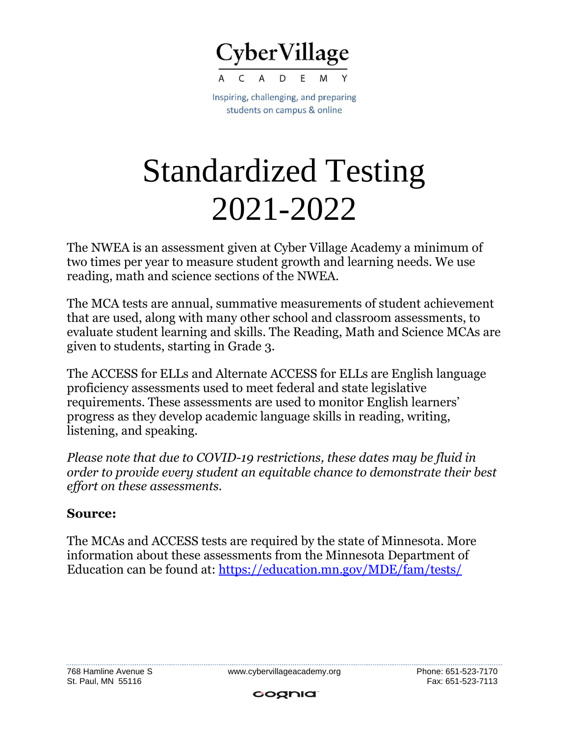CyberVillage

ACADEMY

Inspiring, challenging, and preparing students on campus & online

# Standardized Testing 2021-2022

The NWEA is an assessment given at Cyber Village Academy a minimum of two times per year to measure student growth and learning needs. We use reading, math and science sections of the NWEA.

The MCA tests are annual, summative measurements of student achievement that are used, along with many other school and classroom assessments, to evaluate student learning and skills. The Reading, Math and Science MCAs are given to students, starting in Grade 3.

The ACCESS for ELLs and Alternate ACCESS for ELLs are English language proficiency assessments used to meet federal and state legislative requirements. These assessments are used to monitor English learners' progress as they develop academic language skills in reading, writing, listening, and speaking.

*Please note that due to COVID-19 restrictions, these dates may be fluid in order to provide every student an equitable chance to demonstrate their best effort on these assessments.*

**Source:**

The MCAs and ACCESS tests are required by the state of Minnesota. More information about these assessments from the Minnesota Department of Education can be found at: [https://education.mn.gov/MDE/fam/tests/](https://education.mn.gov/MDE/fam/tests/)

768 Hamline Avenue S
St. Paul, MN 55116

www.cybervillageacademy.org

Phone: 651-523-7170
Fax: 651-523-7113

cognia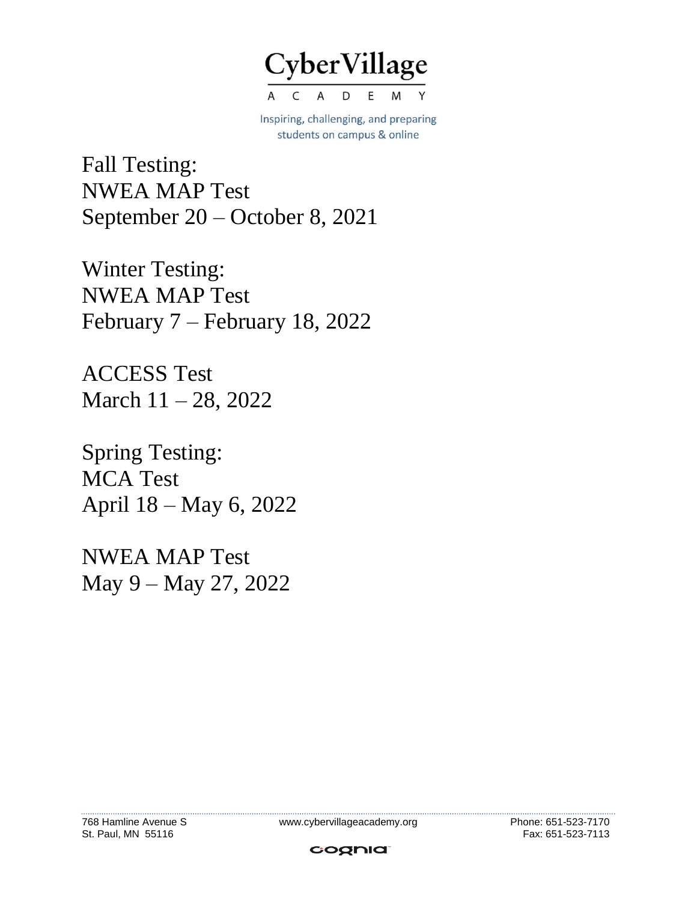CyberVillage

ACADEMY

Inspiring, challenging, and preparing students on campus & online

Fall Testing:
NWEA MAP Test
September 20 – October 8, 2021

Winter Testing:
NWEA MAP Test
February 7 – February 18, 2022

ACCESS Test
March 11 – 28, 2022

Spring Testing:
MCA Test
April 18 – May 6, 2022

NWEA MAP Test
May 9 – May 27, 2022

768 Hamline Avenue S
St. Paul, MN 55116

www.cybervillageacademy.org

Phone: 651-523-7170
Fax: 651-523-7113

cognia